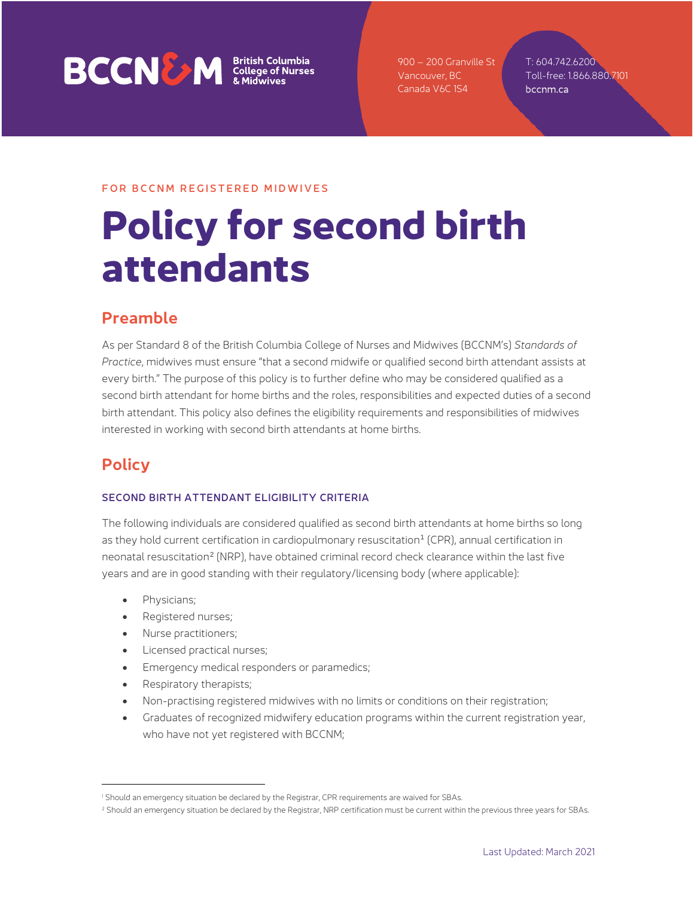FOR BCCNM REGISTERED MIDWIVES

# Policy for second birth attendants

## Preamble

As per Standard 8 of the British Columbia College of Nurses and Midwives (BCCNM's) *Standards of Practice*, midwives must ensure "that a second midwife or qualified second birth attendant assists at every birth." The purpose of this policy is to further define who may be considered qualified as a second birth attendant for home births and the roles, responsibilities and expected duties of a second birth attendant. This policy also defines the eligibility requirements and responsibilities of midwives interested in working with second birth attendants at home births.

## Policy

### SECOND BIRTH ATTENDANT ELIGIBILITY CRITERIA

The following individuals are considered qualified as second birth attendants at home births so long as they hold current certification in cardiopulmonary resuscitation[1] (CPR), annual certification in neonatal resuscitation[2] (NRP), have obtained criminal record check clearance within the last five years and are in good standing with their regulatory/licensing body (where applicable):

- Physicians;
- Registered nurses;
- Nurse practitioners;
- Licensed practical nurses;
- Emergency medical responders or paramedics;
- Respiratory therapists;
- Non-practising registered midwives with no limits or conditions on their registration;
- Graduates of recognized midwifery education programs within the current registration year, who have not yet registered with BCCNM;

---

[1] Should an emergency situation be declared by the Registrar, CPR requirements are waived for SBAs.

[2] Should an emergency situation be declared by the Registrar, NRP certification must be current within the previous three years for SBAs.

Last Updated: March 2021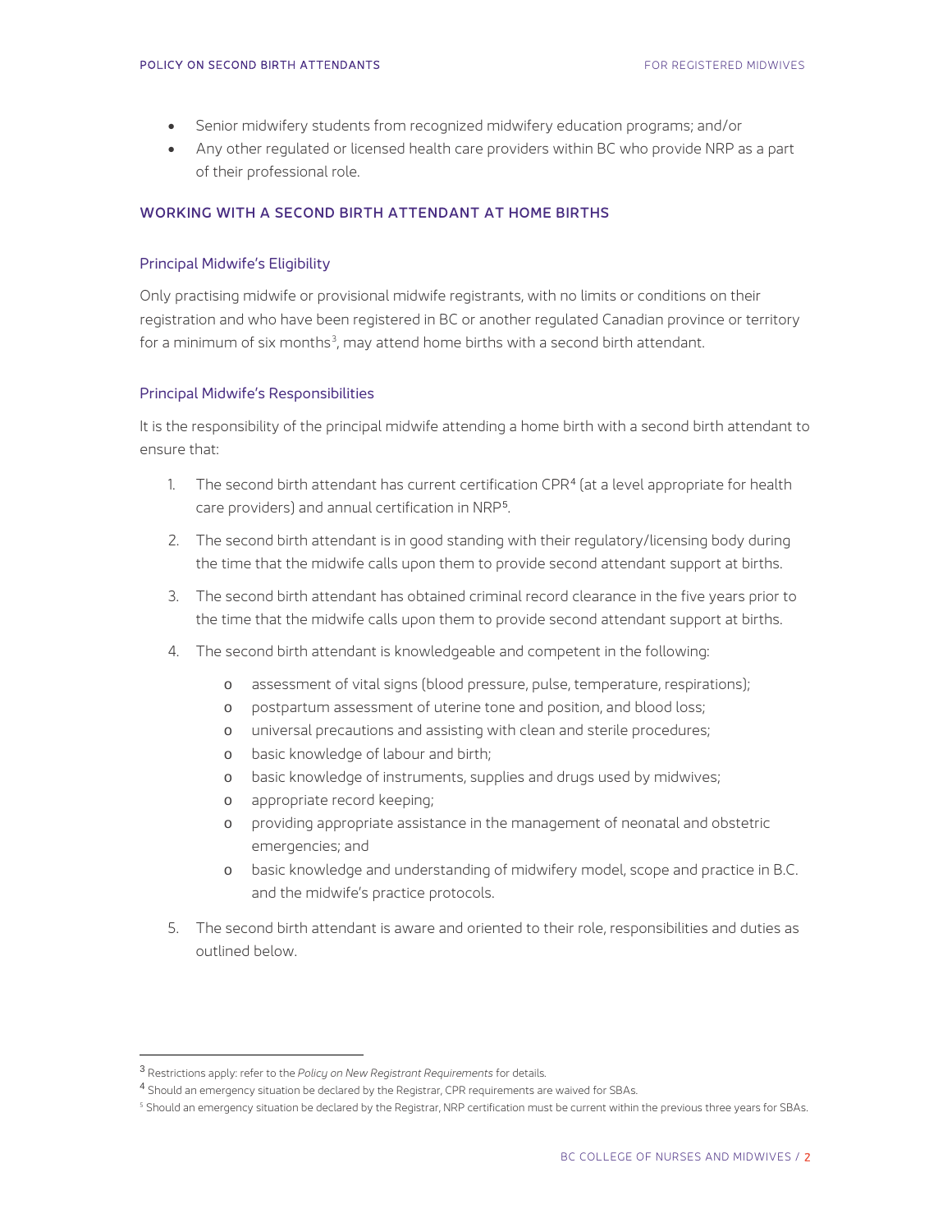- Senior midwifery students from recognized midwifery education programs; and/or
- Any other regulated or licensed health care providers within BC who provide NRP as a part of their professional role.

## WORKING WITH A SECOND BIRTH ATTENDANT AT HOME BIRTHS

### Principal Midwife's Eligibility

Only practising midwife or provisional midwife registrants, with no limits or conditions on their registration and who have been registered in BC or another regulated Canadian province or territory for a minimum of six months[3], may attend home births with a second birth attendant.

### Principal Midwife's Responsibilities

It is the responsibility of the principal midwife attending a home birth with a second birth attendant to ensure that:

1. The second birth attendant has current certification CPR[4] (at a level appropriate for health care providers) and annual certification in NRP[5].
2. The second birth attendant is in good standing with their regulatory/licensing body during the time that the midwife calls upon them to provide second attendant support at births.
3. The second birth attendant has obtained criminal record clearance in the five years prior to the time that the midwife calls upon them to provide second attendant support at births.
4. The second birth attendant is knowledgeable and competent in the following:
   - assessment of vital signs (blood pressure, pulse, temperature, respirations);
   - postpartum assessment of uterine tone and position, and blood loss;
   - universal precautions and assisting with clean and sterile procedures;
   - basic knowledge of labour and birth;
   - basic knowledge of instruments, supplies and drugs used by midwives;
   - appropriate record keeping;
   - providing appropriate assistance in the management of neonatal and obstetric emergencies; and
   - basic knowledge and understanding of midwifery model, scope and practice in B.C. and the midwife's practice protocols.
5. The second birth attendant is aware and oriented to their role, responsibilities and duties as outlined below.

---

[3] Restrictions apply: refer to the *Policy on New Registrant Requirements* for details.

[4] Should an emergency situation be declared by the Registrar, CPR requirements are waived for SBAs.

[5] Should an emergency situation be declared by the Registrar, NRP certification must be current within the previous three years for SBAs.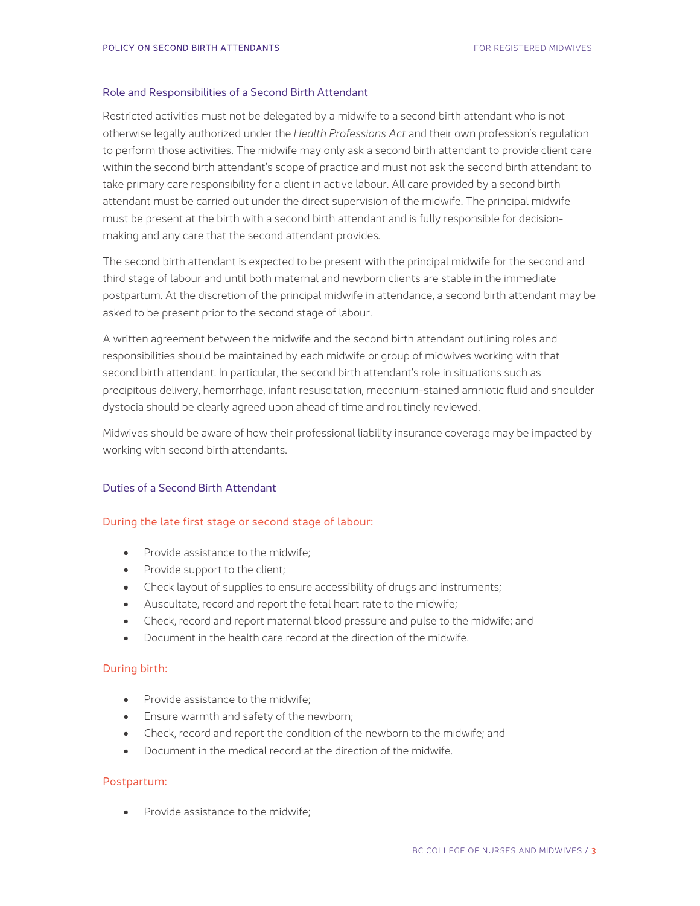## Role and Responsibilities of a Second Birth Attendant

Restricted activities must not be delegated by a midwife to a second birth attendant who is not otherwise legally authorized under the *Health Professions Act* and their own profession's regulation to perform those activities. The midwife may only ask a second birth attendant to provide client care within the second birth attendant's scope of practice and must not ask the second birth attendant to take primary care responsibility for a client in active labour. All care provided by a second birth attendant must be carried out under the direct supervision of the midwife. The principal midwife must be present at the birth with a second birth attendant and is fully responsible for decision-making and any care that the second attendant provides.

The second birth attendant is expected to be present with the principal midwife for the second and third stage of labour and until both maternal and newborn clients are stable in the immediate postpartum. At the discretion of the principal midwife in attendance, a second birth attendant may be asked to be present prior to the second stage of labour.

A written agreement between the midwife and the second birth attendant outlining roles and responsibilities should be maintained by each midwife or group of midwives working with that second birth attendant. In particular, the second birth attendant's role in situations such as precipitous delivery, hemorrhage, infant resuscitation, meconium-stained amniotic fluid and shoulder dystocia should be clearly agreed upon ahead of time and routinely reviewed.

Midwives should be aware of how their professional liability insurance coverage may be impacted by working with second birth attendants.

## Duties of a Second Birth Attendant

### During the late first stage or second stage of labour:

- Provide assistance to the midwife;
- Provide support to the client;
- Check layout of supplies to ensure accessibility of drugs and instruments;
- Auscultate, record and report the fetal heart rate to the midwife;
- Check, record and report maternal blood pressure and pulse to the midwife; and
- Document in the health care record at the direction of the midwife.

### During birth:

- Provide assistance to the midwife;
- Ensure warmth and safety of the newborn;
- Check, record and report the condition of the newborn to the midwife; and
- Document in the medical record at the direction of the midwife.

### Postpartum:

- Provide assistance to the midwife;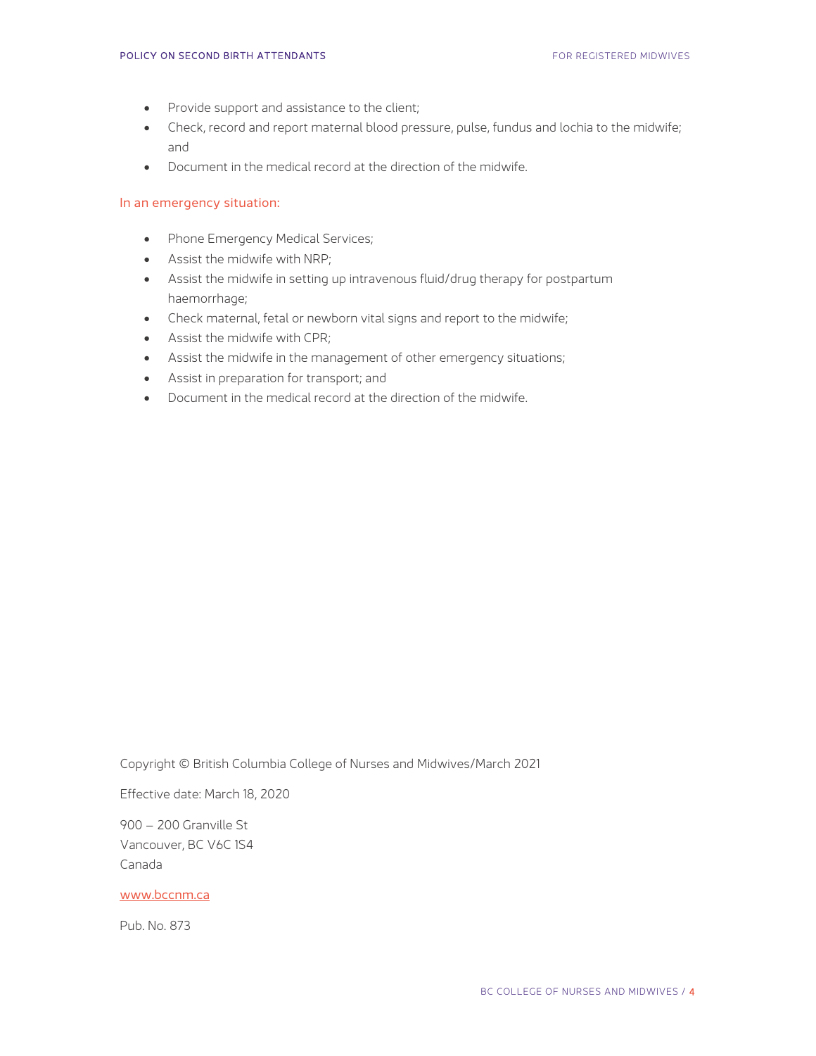- Provide support and assistance to the client;
- Check, record and report maternal blood pressure, pulse, fundus and lochia to the midwife; and
- Document in the medical record at the direction of the midwife.

### In an emergency situation:

- Phone Emergency Medical Services;
- Assist the midwife with NRP;
- Assist the midwife in setting up intravenous fluid/drug therapy for postpartum haemorrhage;
- Check maternal, fetal or newborn vital signs and report to the midwife;
- Assist the midwife with CPR;
- Assist the midwife in the management of other emergency situations;
- Assist in preparation for transport; and
- Document in the medical record at the direction of the midwife.

Copyright © British Columbia College of Nurses and Midwives/March 2021

Effective date: March 18, 2020

900 – 200 Granville St
Vancouver, BC V6C 1S4
Canada

www.bccnm.ca

Pub. No. 873